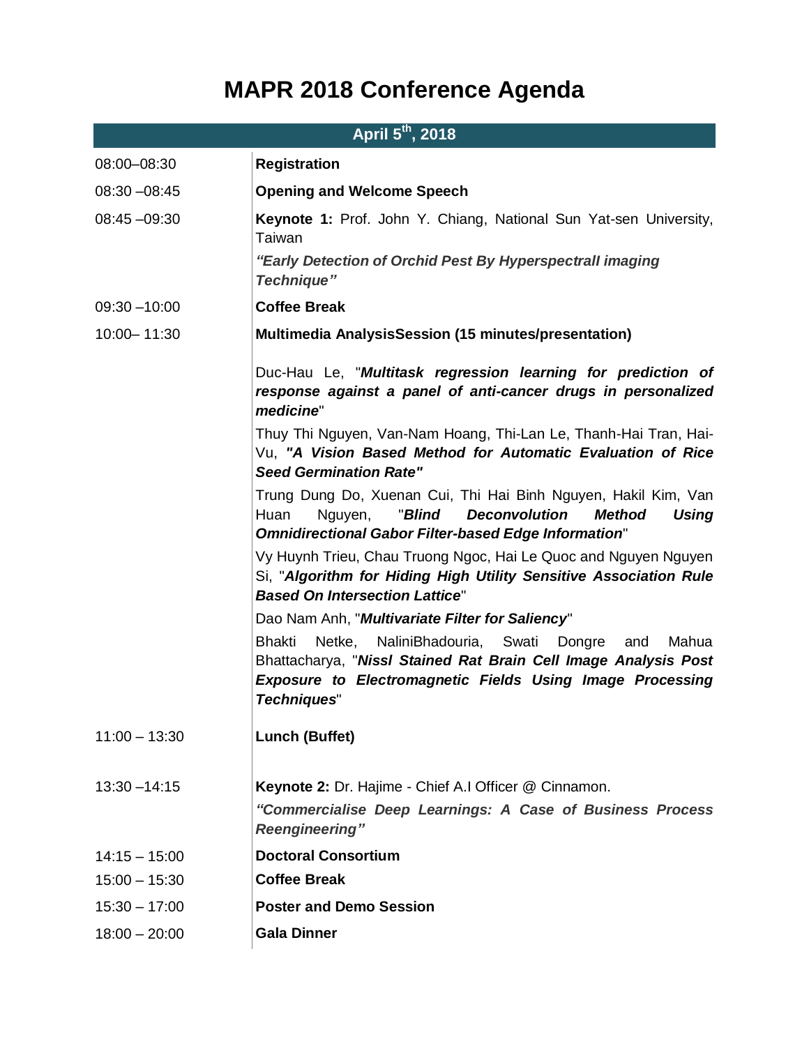# MAPR 2018 Conference Agenda

| April 5th, 2018 | |
|---|---|
| 08:00–08:30 | **Registration** |
| 08:30 –08:45 | **Opening and Welcome Speech** |
| 08:45 –09:30 | **Keynote 1:** Prof. John Y. Chiang, National Sun Yat-sen University, Taiwan<br>***"Early Detection of Orchid Pest By Hyperspectrall imaging Technique"*** |
| 09:30 –10:00 | **Coffee Break** |
| 10:00– 11:30 | **Multimedia AnalysisSession (15 minutes/presentation)**<br>Duc-Hau Le, "***Multitask regression learning for prediction of response against a panel of anti-cancer drugs in personalized medicine***"<br>Thuy Thi Nguyen, Van-Nam Hoang, Thi-Lan Le, Thanh-Hai Tran, Hai-Vu, ***"A Vision Based Method for Automatic Evaluation of Rice Seed Germination Rate"***<br>Trung Dung Do, Xuenan Cui, Thi Hai Binh Nguyen, Hakil Kim, Van Huan Nguyen, "***Blind Deconvolution Method Using Omnidirectional Gabor Filter-based Edge Information***"<br>Vy Huynh Trieu, Chau Truong Ngoc, Hai Le Quoc and Nguyen Nguyen Si, "***Algorithm for Hiding High Utility Sensitive Association Rule Based On Intersection Lattice***"<br>Dao Nam Anh, "***Multivariate Filter for Saliency***"<br>Bhakti Netke, NaliniBhadouria, Swati Dongre and Mahua Bhattacharya, "***Nissl Stained Rat Brain Cell Image Analysis Post Exposure to Electromagnetic Fields Using Image Processing Techniques***" |
| 11:00 – 13:30 | **Lunch (Buffet)** |
| 13:30 –14:15 | **Keynote 2:** Dr. Hajime - Chief A.I Officer @ Cinnamon.<br>***"Commercialise Deep Learnings: A Case of Business Process Reengineering"*** |
| 14:15 – 15:00 | **Doctoral Consortium** |
| 15:00 – 15:30 | **Coffee Break** |
| 15:30 – 17:00 | **Poster and Demo Session** |
| 18:00 – 20:00 | **Gala Dinner** |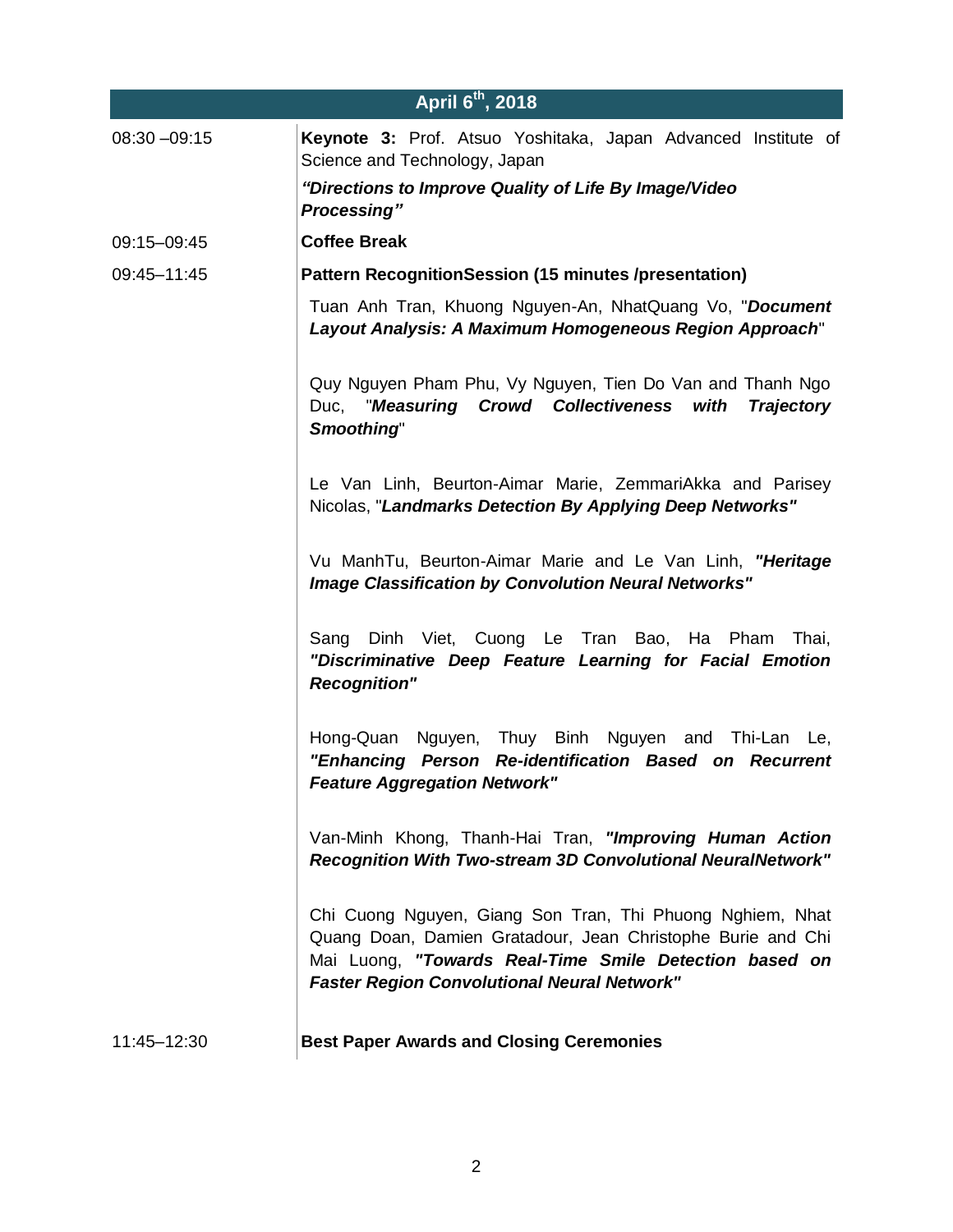| April 6th, 2018 | |
|---|---|
| 08:30 –09:15 | **Keynote 3:** Prof. Atsuo Yoshitaka, Japan Advanced Institute of Science and Technology, Japan<br>***"Directions to Improve Quality of Life By Image/Video Processing"*** |
| 09:15–09:45 | **Coffee Break** |
| 09:45–11:45 | **Pattern RecognitionSession (15 minutes /presentation)**<br>Tuan Anh Tran, Khuong Nguyen-An, NhatQuang Vo, "***Document Layout Analysis: A Maximum Homogeneous Region Approach***"<br>Quy Nguyen Pham Phu, Vy Nguyen, Tien Do Van and Thanh Ngo Duc, "***Measuring Crowd Collectiveness with Trajectory Smoothing***"<br>Le Van Linh, Beurton-Aimar Marie, ZemmariAkka and Parisey Nicolas, "***Landmarks Detection By Applying Deep Networks"***<br>Vu ManhTu, Beurton-Aimar Marie and Le Van Linh, ***"Heritage Image Classification by Convolution Neural Networks"***<br>Sang Dinh Viet, Cuong Le Tran Bao, Ha Pham Thai, ***"Discriminative Deep Feature Learning for Facial Emotion Recognition"***<br>Hong-Quan Nguyen, Thuy Binh Nguyen and Thi-Lan Le, ***"Enhancing Person Re-identification Based on Recurrent Feature Aggregation Network"***<br>Van-Minh Khong, Thanh-Hai Tran, ***"Improving Human Action Recognition With Two-stream 3D Convolutional NeuralNetwork"***<br>Chi Cuong Nguyen, Giang Son Tran, Thi Phuong Nghiem, Nhat Quang Doan, Damien Gratadour, Jean Christophe Burie and Chi Mai Luong, ***"Towards Real-Time Smile Detection based on Faster Region Convolutional Neural Network"*** |
| 11:45–12:30 | **Best Paper Awards and Closing Ceremonies** |